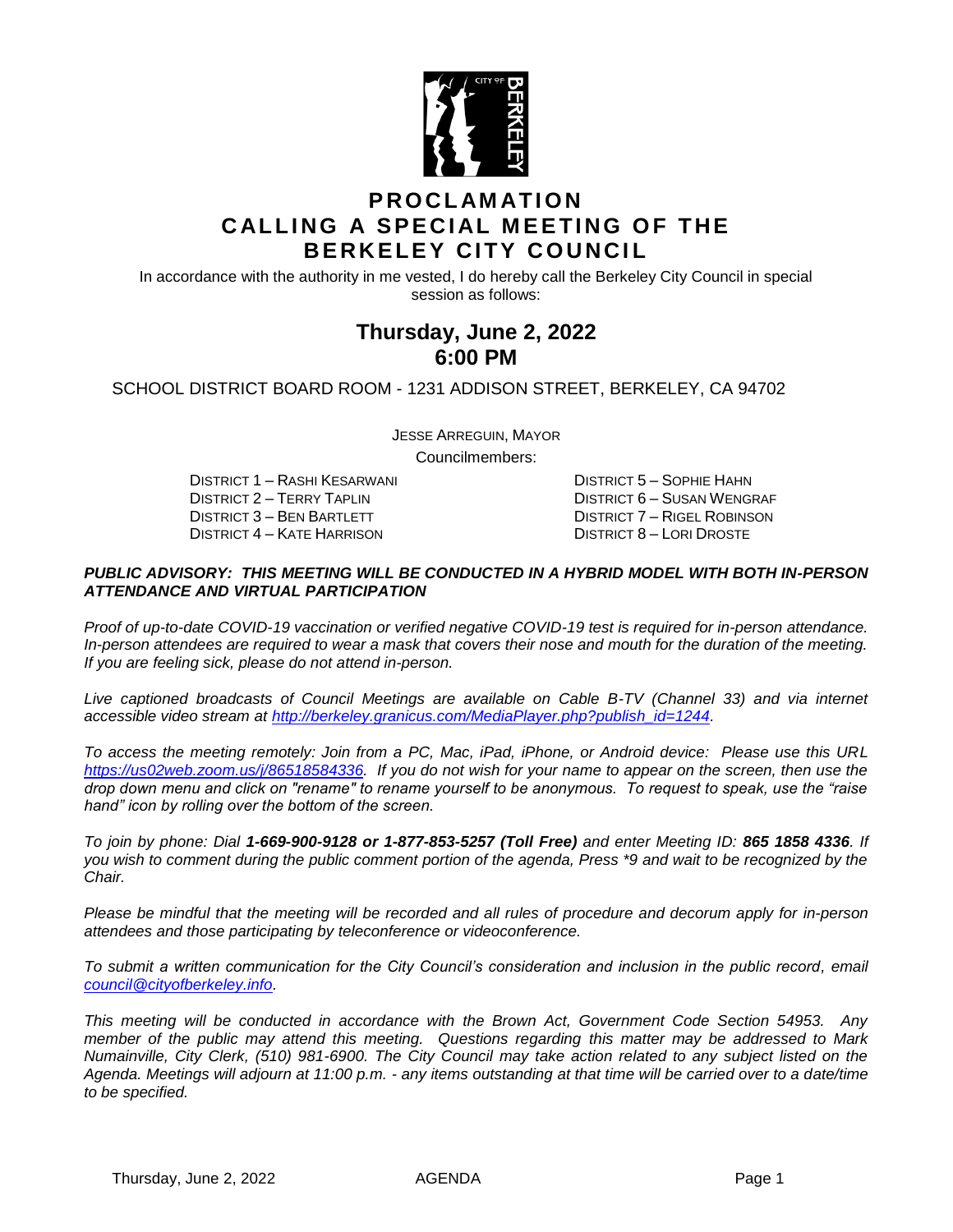# PROCLAMATION
# CALLING A SPECIAL MEETING OF THE BERKELEY CITY COUNCIL

In accordance with the authority in me vested, I do hereby call the Berkeley City Council in special session as follows:

## Thursday, June 2, 2022
## 6:00 PM

SCHOOL DISTRICT BOARD ROOM - 1231 ADDISON STREET, BERKELEY, CA 94702

JESSE ARREGUIN, MAYOR

Councilmembers:

DISTRICT 1 – RASHI KESARWANI
DISTRICT 2 – TERRY TAPLIN
DISTRICT 3 – BEN BARTLETT
DISTRICT 4 – KATE HARRISON
DISTRICT 5 – SOPHIE HAHN
DISTRICT 6 – SUSAN WENGRAF
DISTRICT 7 – RIGEL ROBINSON
DISTRICT 8 – LORI DROSTE

***PUBLIC ADVISORY: THIS MEETING WILL BE CONDUCTED IN A HYBRID MODEL WITH BOTH IN-PERSON ATTENDANCE AND VIRTUAL PARTICIPATION***

*Proof of up-to-date COVID-19 vaccination or verified negative COVID-19 test is required for in-person attendance. In-person attendees are required to wear a mask that covers their nose and mouth for the duration of the meeting. If you are feeling sick, please do not attend in-person.*

*Live captioned broadcasts of Council Meetings are available on Cable B-TV (Channel 33) and via internet accessible video stream at http://berkeley.granicus.com/MediaPlayer.php?publish_id=1244.*

*To access the meeting remotely: Join from a PC, Mac, iPad, iPhone, or Android device: Please use this URL https://us02web.zoom.us/j/86518584336. If you do not wish for your name to appear on the screen, then use the drop down menu and click on "rename" to rename yourself to be anonymous. To request to speak, use the "raise hand" icon by rolling over the bottom of the screen.*

*To join by phone: Dial **1-669-900-9128 or 1-877-853-5257 (Toll Free)** and enter Meeting ID: **865 1858 4336**. If you wish to comment during the public comment portion of the agenda, Press \*9 and wait to be recognized by the Chair.*

*Please be mindful that the meeting will be recorded and all rules of procedure and decorum apply for in-person attendees and those participating by teleconference or videoconference.*

*To submit a written communication for the City Council's consideration and inclusion in the public record, email council@cityofberkeley.info.*

*This meeting will be conducted in accordance with the Brown Act, Government Code Section 54953. Any member of the public may attend this meeting. Questions regarding this matter may be addressed to Mark Numainville, City Clerk, (510) 981-6900. The City Council may take action related to any subject listed on the Agenda. Meetings will adjourn at 11:00 p.m. - any items outstanding at that time will be carried over to a date/time to be specified.*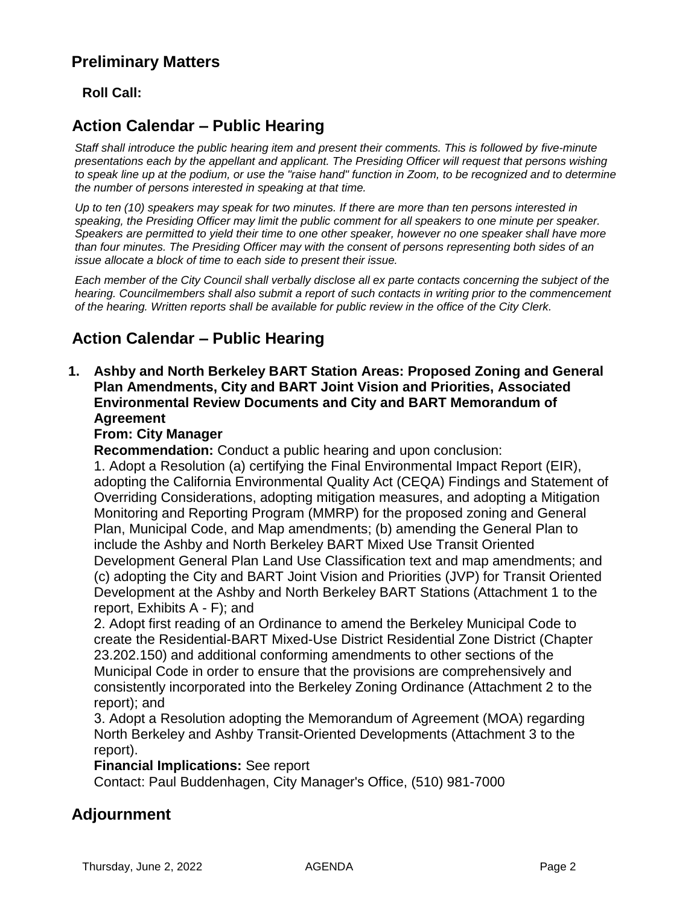## Preliminary Matters

**Roll Call:**

## Action Calendar – Public Hearing

*Staff shall introduce the public hearing item and present their comments. This is followed by five-minute presentations each by the appellant and applicant. The Presiding Officer will request that persons wishing to speak line up at the podium, or use the "raise hand" function in Zoom, to be recognized and to determine the number of persons interested in speaking at that time.*

*Up to ten (10) speakers may speak for two minutes. If there are more than ten persons interested in speaking, the Presiding Officer may limit the public comment for all speakers to one minute per speaker. Speakers are permitted to yield their time to one other speaker, however no one speaker shall have more than four minutes. The Presiding Officer may with the consent of persons representing both sides of an issue allocate a block of time to each side to present their issue.*

*Each member of the City Council shall verbally disclose all ex parte contacts concerning the subject of the hearing. Councilmembers shall also submit a report of such contacts in writing prior to the commencement of the hearing. Written reports shall be available for public review in the office of the City Clerk.*

## Action Calendar – Public Hearing

**1. Ashby and North Berkeley BART Station Areas: Proposed Zoning and General Plan Amendments, City and BART Joint Vision and Priorities, Associated Environmental Review Documents and City and BART Memorandum of Agreement**

**From: City Manager**

**Recommendation:** Conduct a public hearing and upon conclusion:

1. Adopt a Resolution (a) certifying the Final Environmental Impact Report (EIR), adopting the California Environmental Quality Act (CEQA) Findings and Statement of Overriding Considerations, adopting mitigation measures, and adopting a Mitigation Monitoring and Reporting Program (MMRP) for the proposed zoning and General Plan, Municipal Code, and Map amendments; (b) amending the General Plan to include the Ashby and North Berkeley BART Mixed Use Transit Oriented Development General Plan Land Use Classification text and map amendments; and (c) adopting the City and BART Joint Vision and Priorities (JVP) for Transit Oriented Development at the Ashby and North Berkeley BART Stations (Attachment 1 to the report, Exhibits A - F); and
2. Adopt first reading of an Ordinance to amend the Berkeley Municipal Code to create the Residential-BART Mixed-Use District Residential Zone District (Chapter 23.202.150) and additional conforming amendments to other sections of the Municipal Code in order to ensure that the provisions are comprehensively and consistently incorporated into the Berkeley Zoning Ordinance (Attachment 2 to the report); and
3. Adopt a Resolution adopting the Memorandum of Agreement (MOA) regarding North Berkeley and Ashby Transit-Oriented Developments (Attachment 3 to the report).

**Financial Implications:** See report

Contact: Paul Buddenhagen, City Manager's Office, (510) 981-7000

## Adjournment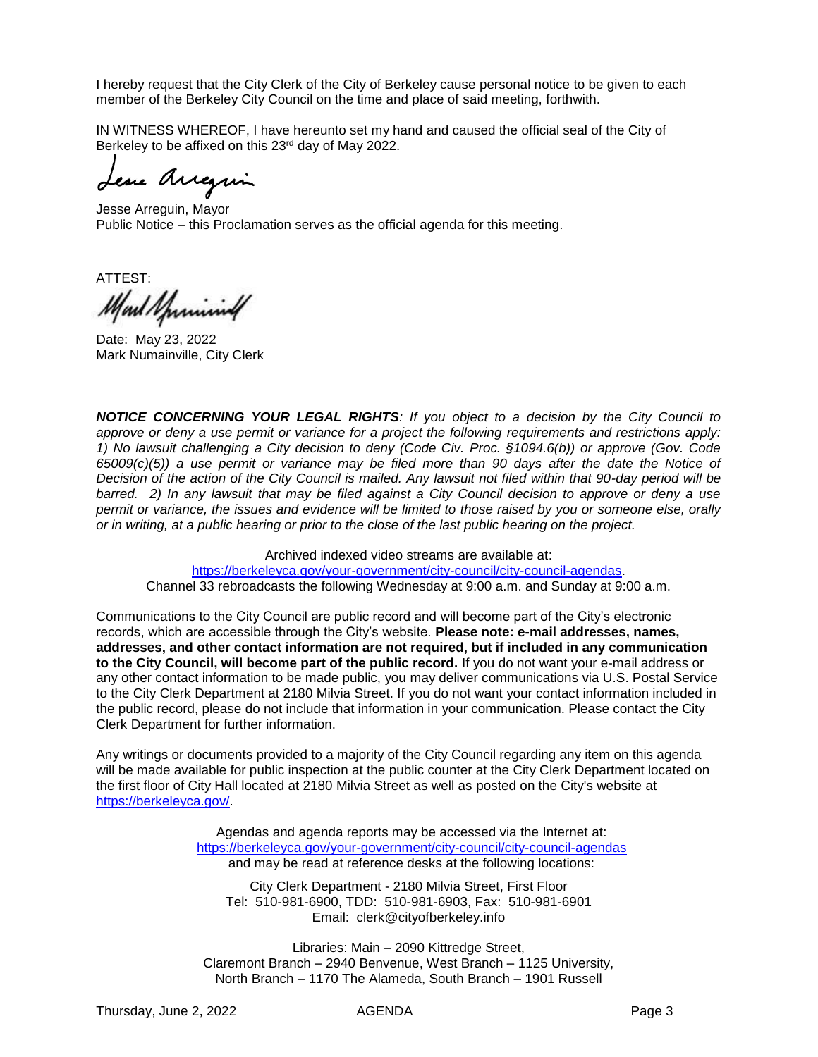I hereby request that the City Clerk of the City of Berkeley cause personal notice to be given to each member of the Berkeley City Council on the time and place of said meeting, forthwith.

IN WITNESS WHEREOF, I have hereunto set my hand and caused the official seal of the City of Berkeley to be affixed on this 23rd day of May 2022.

Jesse Arreguin, Mayor
Public Notice – this Proclamation serves as the official agenda for this meeting.

ATTEST:

Date: May 23, 2022
Mark Numainville, City Clerk

***NOTICE CONCERNING YOUR LEGAL RIGHTS****: If you object to a decision by the City Council to approve or deny a use permit or variance for a project the following requirements and restrictions apply: 1) No lawsuit challenging a City decision to deny (Code Civ. Proc. §1094.6(b)) or approve (Gov. Code 65009(c)(5)) a use permit or variance may be filed more than 90 days after the date the Notice of Decision of the action of the City Council is mailed. Any lawsuit not filed within that 90-day period will be barred. 2) In any lawsuit that may be filed against a City Council decision to approve or deny a use permit or variance, the issues and evidence will be limited to those raised by you or someone else, orally or in writing, at a public hearing or prior to the close of the last public hearing on the project.*

Archived indexed video streams are available at:
https://berkeleyca.gov/your-government/city-council/city-council-agendas.
Channel 33 rebroadcasts the following Wednesday at 9:00 a.m. and Sunday at 9:00 a.m.

Communications to the City Council are public record and will become part of the City's electronic records, which are accessible through the City's website. **Please note: e-mail addresses, names, addresses, and other contact information are not required, but if included in any communication to the City Council, will become part of the public record.** If you do not want your e-mail address or any other contact information to be made public, you may deliver communications via U.S. Postal Service to the City Clerk Department at 2180 Milvia Street. If you do not want your contact information included in the public record, please do not include that information in your communication. Please contact the City Clerk Department for further information.

Any writings or documents provided to a majority of the City Council regarding any item on this agenda will be made available for public inspection at the public counter at the City Clerk Department located on the first floor of City Hall located at 2180 Milvia Street as well as posted on the City's website at https://berkeleyca.gov/.

Agendas and agenda reports may be accessed via the Internet at:
https://berkeleyca.gov/your-government/city-council/city-council-agendas
and may be read at reference desks at the following locations:

City Clerk Department - 2180 Milvia Street, First Floor
Tel: 510-981-6900, TDD: 510-981-6903, Fax: 510-981-6901
Email: clerk@cityofberkeley.info

Libraries: Main – 2090 Kittredge Street,
Claremont Branch – 2940 Benvenue, West Branch – 1125 University,
North Branch – 1170 The Alameda, South Branch – 1901 Russell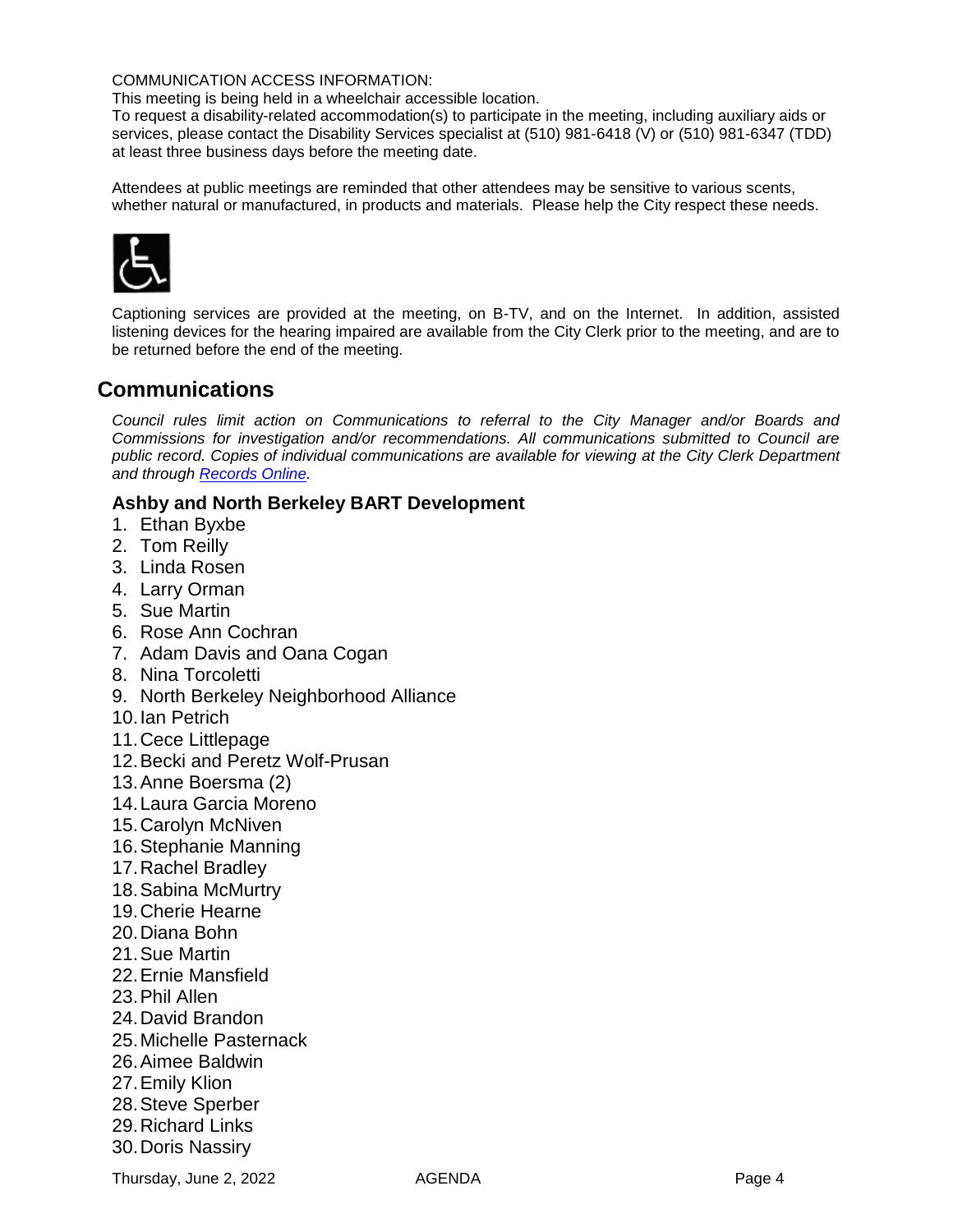COMMUNICATION ACCESS INFORMATION:
This meeting is being held in a wheelchair accessible location.
To request a disability-related accommodation(s) to participate in the meeting, including auxiliary aids or services, please contact the Disability Services specialist at (510) 981-6418 (V) or (510) 981-6347 (TDD) at least three business days before the meeting date.

Attendees at public meetings are reminded that other attendees may be sensitive to various scents, whether natural or manufactured, in products and materials. Please help the City respect these needs.

Captioning services are provided at the meeting, on B-TV, and on the Internet. In addition, assisted listening devices for the hearing impaired are available from the City Clerk prior to the meeting, and are to be returned before the end of the meeting.

## Communications

*Council rules limit action on Communications to referral to the City Manager and/or Boards and Commissions for investigation and/or recommendations. All communications submitted to Council are public record. Copies of individual communications are available for viewing at the City Clerk Department and through Records Online.*

### Ashby and North Berkeley BART Development

1. Ethan Byxbe
2. Tom Reilly
3. Linda Rosen
4. Larry Orman
5. Sue Martin
6. Rose Ann Cochran
7. Adam Davis and Oana Cogan
8. Nina Torcoletti
9. North Berkeley Neighborhood Alliance
10. Ian Petrich
11. Cece Littlepage
12. Becki and Peretz Wolf-Prusan
13. Anne Boersma (2)
14. Laura Garcia Moreno
15. Carolyn McNiven
16. Stephanie Manning
17. Rachel Bradley
18. Sabina McMurtry
19. Cherie Hearne
20. Diana Bohn
21. Sue Martin
22. Ernie Mansfield
23. Phil Allen
24. David Brandon
25. Michelle Pasternack
26. Aimee Baldwin
27. Emily Klion
28. Steve Sperber
29. Richard Links
30. Doris Nassiry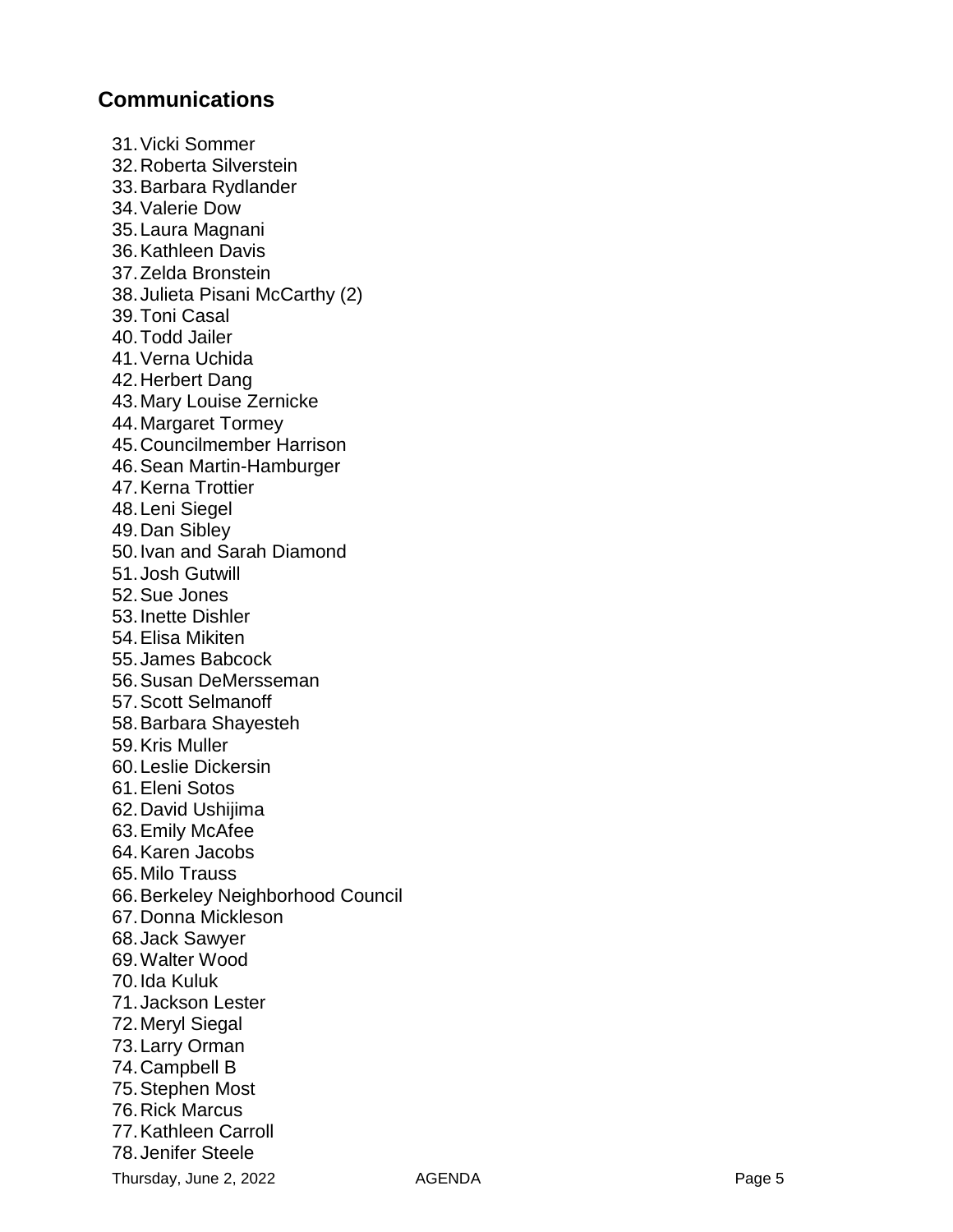## Communications

31. Vicki Sommer
32. Roberta Silverstein
33. Barbara Rydlander
34. Valerie Dow
35. Laura Magnani
36. Kathleen Davis
37. Zelda Bronstein
38. Julieta Pisani McCarthy (2)
39. Toni Casal
40. Todd Jailer
41. Verna Uchida
42. Herbert Dang
43. Mary Louise Zernicke
44. Margaret Tormey
45. Councilmember Harrison
46. Sean Martin-Hamburger
47. Kerna Trottier
48. Leni Siegel
49. Dan Sibley
50. Ivan and Sarah Diamond
51. Josh Gutwill
52. Sue Jones
53. Inette Dishler
54. Elisa Mikiten
55. James Babcock
56. Susan DeMersseman
57. Scott Selmanoff
58. Barbara Shayesteh
59. Kris Muller
60. Leslie Dickersin
61. Eleni Sotos
62. David Ushijima
63. Emily McAfee
64. Karen Jacobs
65. Milo Trauss
66. Berkeley Neighborhood Council
67. Donna Mickleson
68. Jack Sawyer
69. Walter Wood
70. Ida Kuluk
71. Jackson Lester
72. Meryl Siegal
73. Larry Orman
74. Campbell B
75. Stephen Most
76. Rick Marcus
77. Kathleen Carroll
78. Jenifer Steele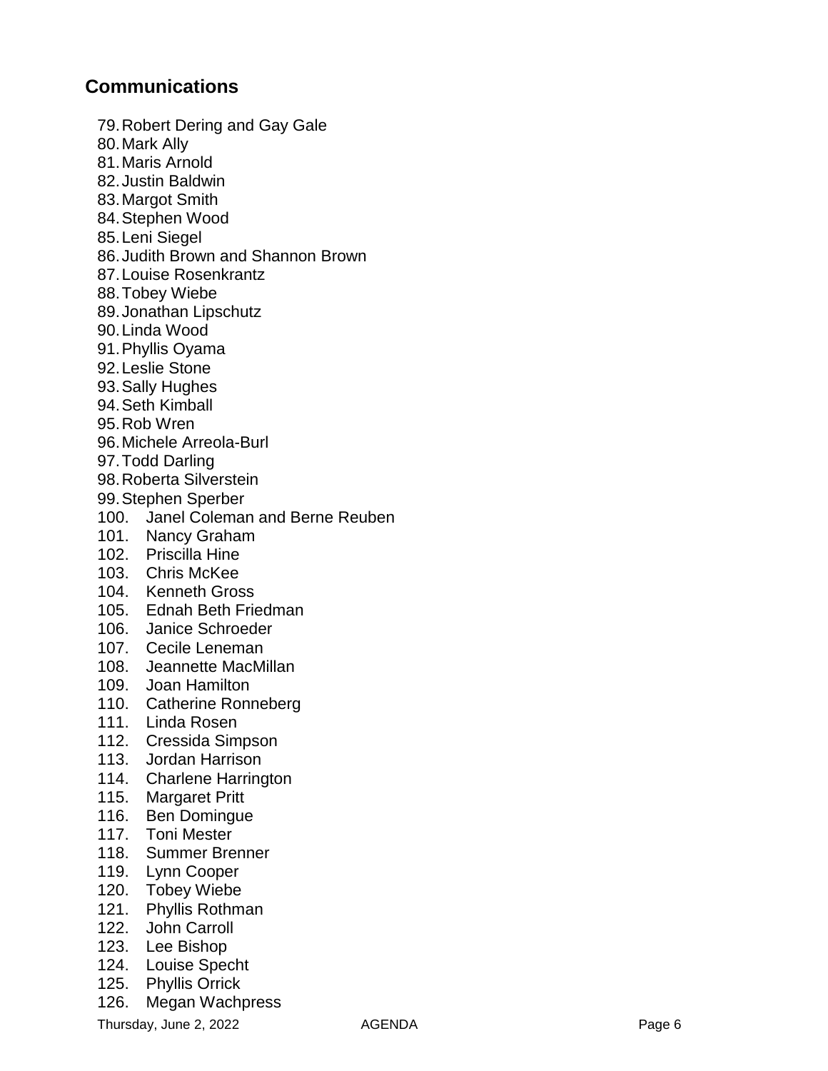## Communications

79. Robert Dering and Gay Gale
80. Mark Ally
81. Maris Arnold
82. Justin Baldwin
83. Margot Smith
84. Stephen Wood
85. Leni Siegel
86. Judith Brown and Shannon Brown
87. Louise Rosenkrantz
88. Tobey Wiebe
89. Jonathan Lipschutz
90. Linda Wood
91. Phyllis Oyama
92. Leslie Stone
93. Sally Hughes
94. Seth Kimball
95. Rob Wren
96. Michele Arreola-Burl
97. Todd Darling
98. Roberta Silverstein
99. Stephen Sperber
100. Janel Coleman and Berne Reuben
101. Nancy Graham
102. Priscilla Hine
103. Chris McKee
104. Kenneth Gross
105. Ednah Beth Friedman
106. Janice Schroeder
107. Cecile Leneman
108. Jeannette MacMillan
109. Joan Hamilton
110. Catherine Ronneberg
111. Linda Rosen
112. Cressida Simpson
113. Jordan Harrison
114. Charlene Harrington
115. Margaret Pritt
116. Ben Domingue
117. Toni Mester
118. Summer Brenner
119. Lynn Cooper
120. Tobey Wiebe
121. Phyllis Rothman
122. John Carroll
123. Lee Bishop
124. Louise Specht
125. Phyllis Orrick
126. Megan Wachpress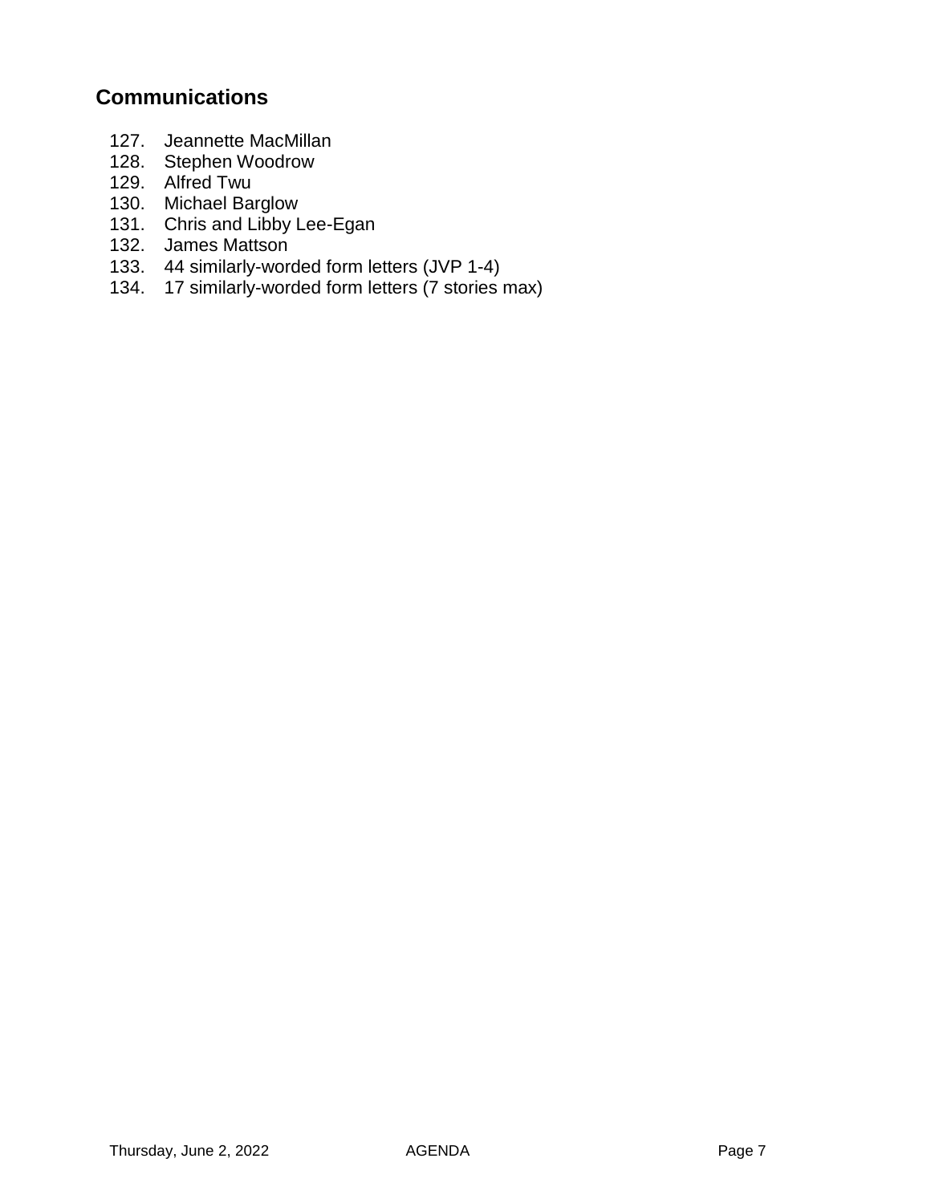## Communications

127. Jeannette MacMillan
128. Stephen Woodrow
129. Alfred Twu
130. Michael Barglow
131. Chris and Libby Lee-Egan
132. James Mattson
133. 44 similarly-worded form letters (JVP 1-4)
134. 17 similarly-worded form letters (7 stories max)